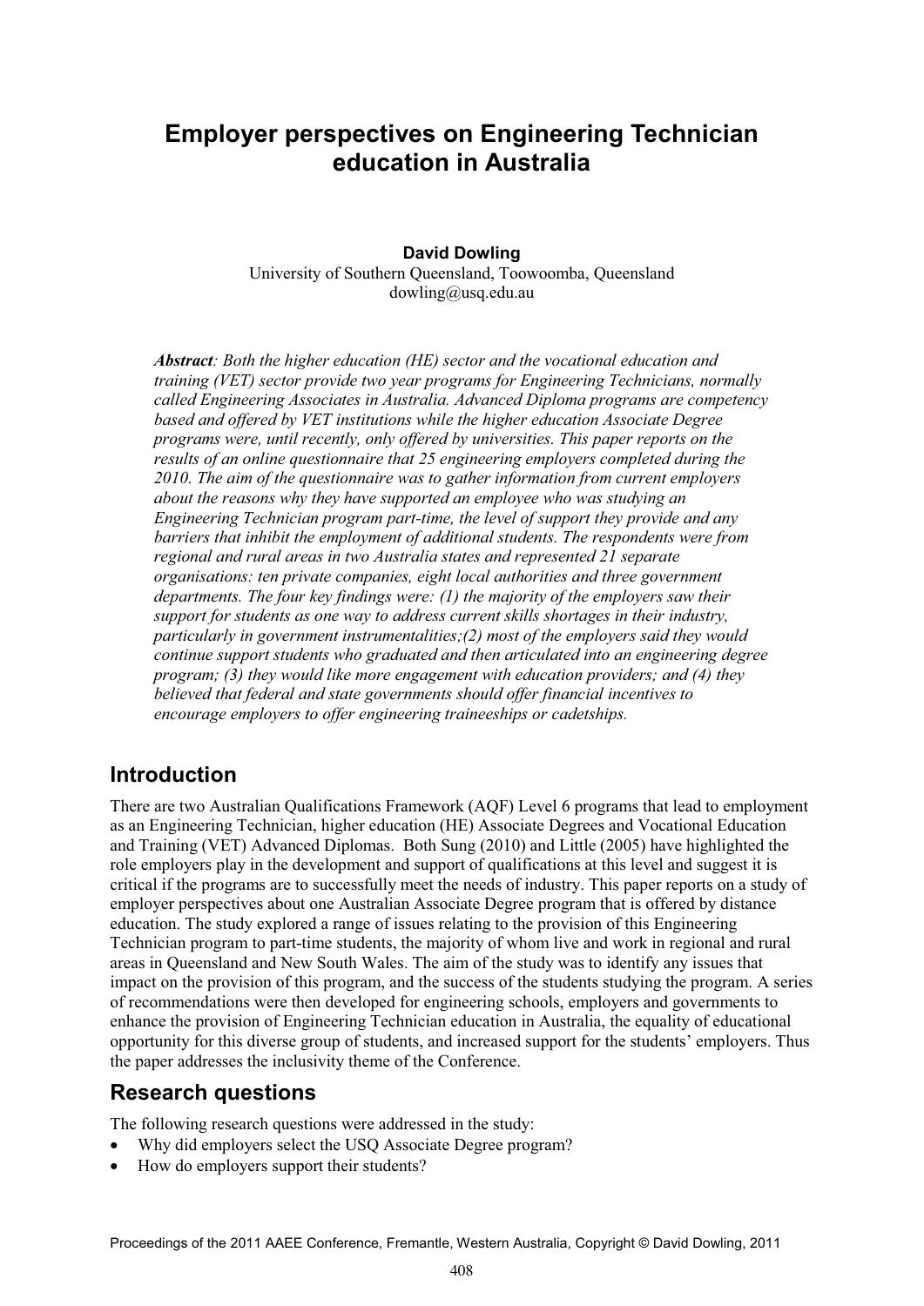# Employer perspectives on Engineering Technician education in Australia

**David Dowling**
University of Southern Queensland, Toowoomba, Queensland
dowling@usq.edu.au

***Abstract**: Both the higher education (HE) sector and the vocational education and training (VET) sector provide two year programs for Engineering Technicians, normally called Engineering Associates in Australia. Advanced Diploma programs are competency based and offered by VET institutions while the higher education Associate Degree programs were, until recently, only offered by universities. This paper reports on the results of an online questionnaire that 25 engineering employers completed during the 2010. The aim of the questionnaire was to gather information from current employers about the reasons why they have supported an employee who was studying an Engineering Technician program part-time, the level of support they provide and any barriers that inhibit the employment of additional students. The respondents were from regional and rural areas in two Australia states and represented 21 separate organisations: ten private companies, eight local authorities and three government departments. The four key findings were: (1) the majority of the employers saw their support for students as one way to address current skills shortages in their industry, particularly in government instrumentalities;(2) most of the employers said they would continue support students who graduated and then articulated into an engineering degree program; (3) they would like more engagement with education providers; and (4) they believed that federal and state governments should offer financial incentives to encourage employers to offer engineering traineeships or cadetships.*

## Introduction

There are two Australian Qualifications Framework (AQF) Level 6 programs that lead to employment as an Engineering Technician, higher education (HE) Associate Degrees and Vocational Education and Training (VET) Advanced Diplomas. Both Sung (2010) and Little (2005) have highlighted the role employers play in the development and support of qualifications at this level and suggest it is critical if the programs are to successfully meet the needs of industry. This paper reports on a study of employer perspectives about one Australian Associate Degree program that is offered by distance education. The study explored a range of issues relating to the provision of this Engineering Technician program to part-time students, the majority of whom live and work in regional and rural areas in Queensland and New South Wales. The aim of the study was to identify any issues that impact on the provision of this program, and the success of the students studying the program. A series of recommendations were then developed for engineering schools, employers and governments to enhance the provision of Engineering Technician education in Australia, the equality of educational opportunity for this diverse group of students, and increased support for the students' employers. Thus the paper addresses the inclusivity theme of the Conference.

## Research questions

The following research questions were addressed in the study:

- Why did employers select the USQ Associate Degree program?
- How do employers support their students?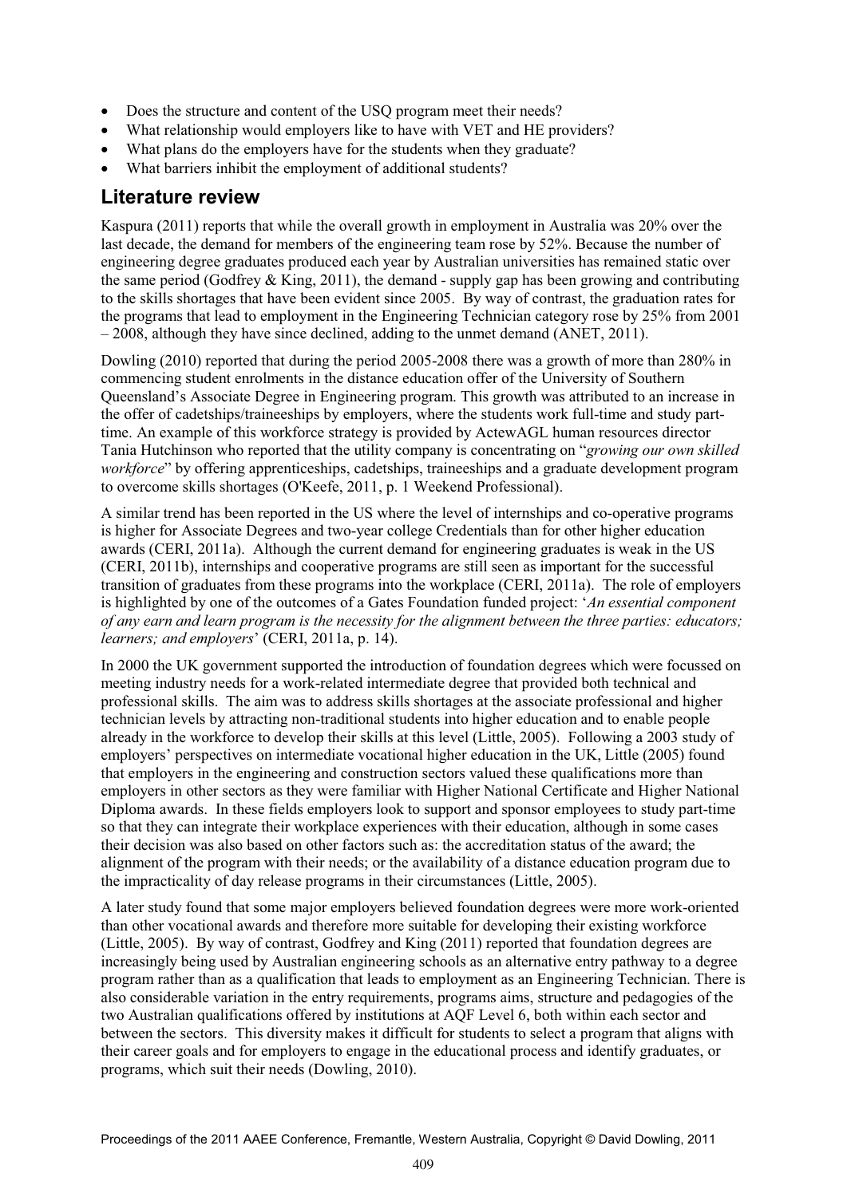- Does the structure and content of the USQ program meet their needs?
- What relationship would employers like to have with VET and HE providers?
- What plans do the employers have for the students when they graduate?
- What barriers inhibit the employment of additional students?

## Literature review

Kaspura (2011) reports that while the overall growth in employment in Australia was 20% over the last decade, the demand for members of the engineering team rose by 52%. Because the number of engineering degree graduates produced each year by Australian universities has remained static over the same period (Godfrey & King, 2011), the demand - supply gap has been growing and contributing to the skills shortages that have been evident since 2005. By way of contrast, the graduation rates for the programs that lead to employment in the Engineering Technician category rose by 25% from 2001 – 2008, although they have since declined, adding to the unmet demand (ANET, 2011).

Dowling (2010) reported that during the period 2005-2008 there was a growth of more than 280% in commencing student enrolments in the distance education offer of the University of Southern Queensland's Associate Degree in Engineering program. This growth was attributed to an increase in the offer of cadetships/traineeships by employers, where the students work full-time and study part-time. An example of this workforce strategy is provided by ActewAGL human resources director Tania Hutchinson who reported that the utility company is concentrating on "*growing our own skilled workforce*" by offering apprenticeships, cadetships, traineeships and a graduate development program to overcome skills shortages (O'Keefe, 2011, p. 1 Weekend Professional).

A similar trend has been reported in the US where the level of internships and co-operative programs is higher for Associate Degrees and two-year college Credentials than for other higher education awards (CERI, 2011a). Although the current demand for engineering graduates is weak in the US (CERI, 2011b), internships and cooperative programs are still seen as important for the successful transition of graduates from these programs into the workplace (CERI, 2011a). The role of employers is highlighted by one of the outcomes of a Gates Foundation funded project: '*An essential component of any earn and learn program is the necessity for the alignment between the three parties: educators; learners; and employers*' (CERI, 2011a, p. 14).

In 2000 the UK government supported the introduction of foundation degrees which were focussed on meeting industry needs for a work-related intermediate degree that provided both technical and professional skills. The aim was to address skills shortages at the associate professional and higher technician levels by attracting non-traditional students into higher education and to enable people already in the workforce to develop their skills at this level (Little, 2005). Following a 2003 study of employers' perspectives on intermediate vocational higher education in the UK, Little (2005) found that employers in the engineering and construction sectors valued these qualifications more than employers in other sectors as they were familiar with Higher National Certificate and Higher National Diploma awards. In these fields employers look to support and sponsor employees to study part-time so that they can integrate their workplace experiences with their education, although in some cases their decision was also based on other factors such as: the accreditation status of the award; the alignment of the program with their needs; or the availability of a distance education program due to the impracticality of day release programs in their circumstances (Little, 2005).

A later study found that some major employers believed foundation degrees were more work-oriented than other vocational awards and therefore more suitable for developing their existing workforce (Little, 2005). By way of contrast, Godfrey and King (2011) reported that foundation degrees are increasingly being used by Australian engineering schools as an alternative entry pathway to a degree program rather than as a qualification that leads to employment as an Engineering Technician. There is also considerable variation in the entry requirements, programs aims, structure and pedagogies of the two Australian qualifications offered by institutions at AQF Level 6, both within each sector and between the sectors. This diversity makes it difficult for students to select a program that aligns with their career goals and for employers to engage in the educational process and identify graduates, or programs, which suit their needs (Dowling, 2010).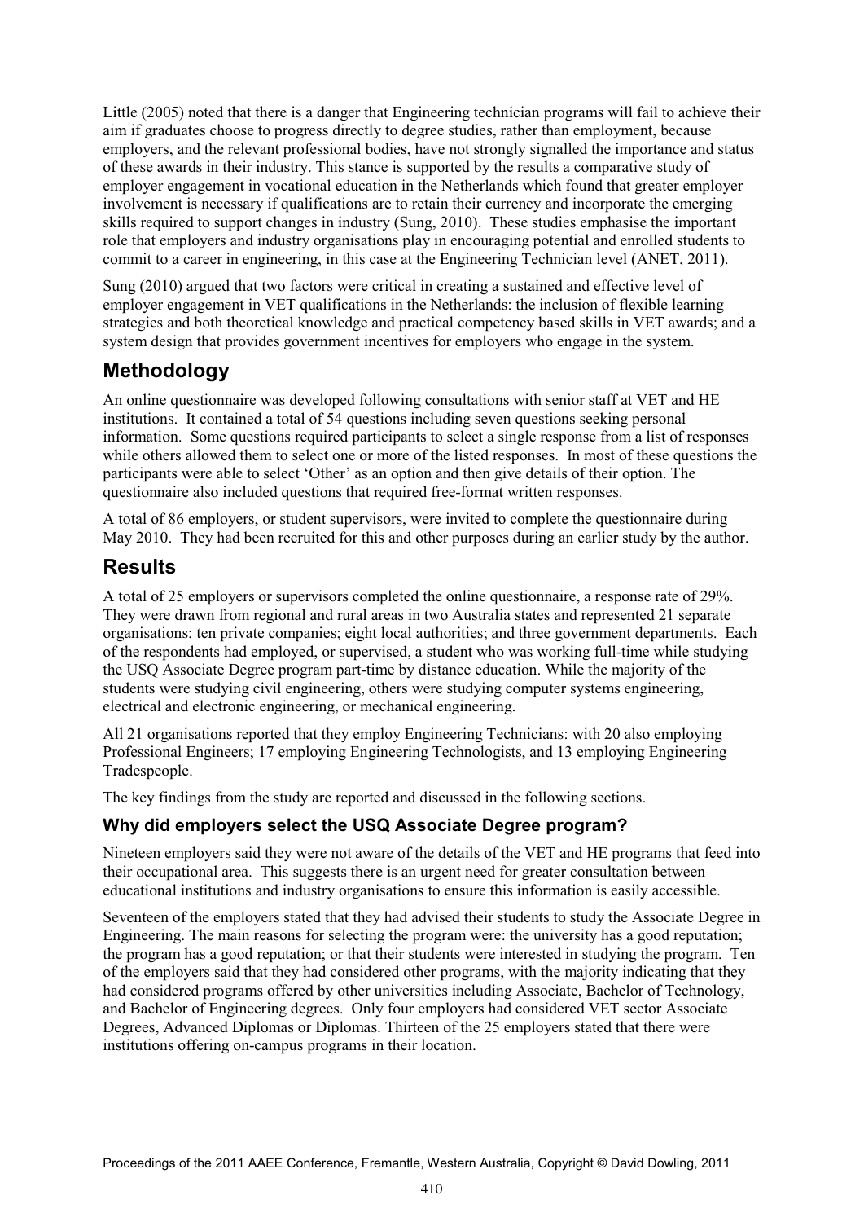Little (2005) noted that there is a danger that Engineering technician programs will fail to achieve their aim if graduates choose to progress directly to degree studies, rather than employment, because employers, and the relevant professional bodies, have not strongly signalled the importance and status of these awards in their industry. This stance is supported by the results a comparative study of employer engagement in vocational education in the Netherlands which found that greater employer involvement is necessary if qualifications are to retain their currency and incorporate the emerging skills required to support changes in industry (Sung, 2010). These studies emphasise the important role that employers and industry organisations play in encouraging potential and enrolled students to commit to a career in engineering, in this case at the Engineering Technician level (ANET, 2011).

Sung (2010) argued that two factors were critical in creating a sustained and effective level of employer engagement in VET qualifications in the Netherlands: the inclusion of flexible learning strategies and both theoretical knowledge and practical competency based skills in VET awards; and a system design that provides government incentives for employers who engage in the system.

## Methodology

An online questionnaire was developed following consultations with senior staff at VET and HE institutions. It contained a total of 54 questions including seven questions seeking personal information. Some questions required participants to select a single response from a list of responses while others allowed them to select one or more of the listed responses. In most of these questions the participants were able to select 'Other' as an option and then give details of their option. The questionnaire also included questions that required free-format written responses.

A total of 86 employers, or student supervisors, were invited to complete the questionnaire during May 2010. They had been recruited for this and other purposes during an earlier study by the author.

## Results

A total of 25 employers or supervisors completed the online questionnaire, a response rate of 29%. They were drawn from regional and rural areas in two Australia states and represented 21 separate organisations: ten private companies; eight local authorities; and three government departments. Each of the respondents had employed, or supervised, a student who was working full-time while studying the USQ Associate Degree program part-time by distance education. While the majority of the students were studying civil engineering, others were studying computer systems engineering, electrical and electronic engineering, or mechanical engineering.

All 21 organisations reported that they employ Engineering Technicians: with 20 also employing Professional Engineers; 17 employing Engineering Technologists, and 13 employing Engineering Tradespeople.

The key findings from the study are reported and discussed in the following sections.

### Why did employers select the USQ Associate Degree program?

Nineteen employers said they were not aware of the details of the VET and HE programs that feed into their occupational area. This suggests there is an urgent need for greater consultation between educational institutions and industry organisations to ensure this information is easily accessible.

Seventeen of the employers stated that they had advised their students to study the Associate Degree in Engineering. The main reasons for selecting the program were: the university has a good reputation; the program has a good reputation; or that their students were interested in studying the program. Ten of the employers said that they had considered other programs, with the majority indicating that they had considered programs offered by other universities including Associate, Bachelor of Technology, and Bachelor of Engineering degrees. Only four employers had considered VET sector Associate Degrees, Advanced Diplomas or Diplomas. Thirteen of the 25 employers stated that there were institutions offering on-campus programs in their location.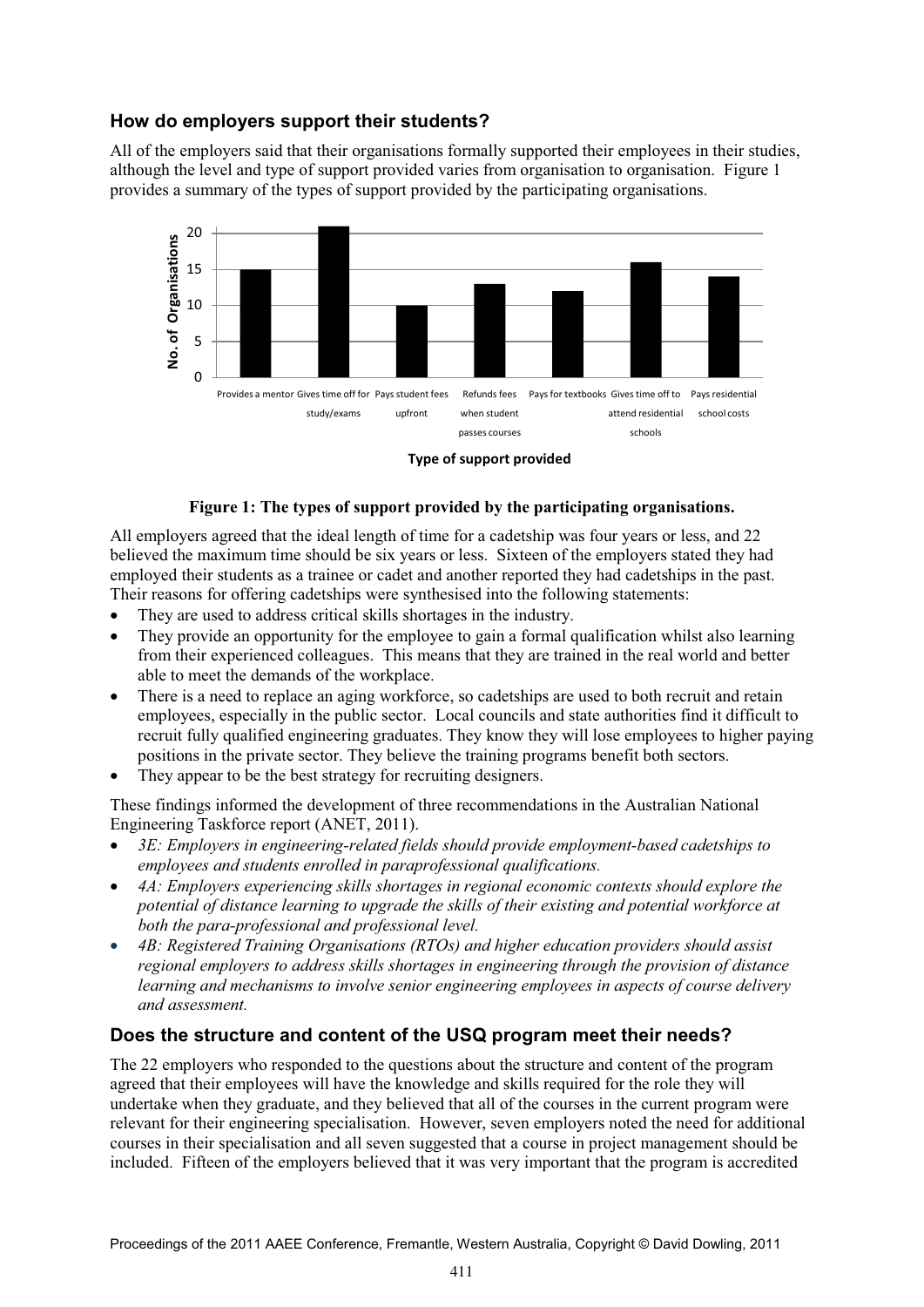## How do employers support their students?

All of the employers said that their organisations formally supported their employees in their studies, although the level and type of support provided varies from organisation to organisation. Figure 1 provides a summary of the types of support provided by the participating organisations.

**Figure 1: The types of support provided by the participating organisations.**

All employers agreed that the ideal length of time for a cadetship was four years or less, and 22 believed the maximum time should be six years or less. Sixteen of the employers stated they had employed their students as a trainee or cadet and another reported they had cadetships in the past. Their reasons for offering cadetships were synthesised into the following statements:

- They are used to address critical skills shortages in the industry.
- They provide an opportunity for the employee to gain a formal qualification whilst also learning from their experienced colleagues. This means that they are trained in the real world and better able to meet the demands of the workplace.
- There is a need to replace an aging workforce, so cadetships are used to both recruit and retain employees, especially in the public sector. Local councils and state authorities find it difficult to recruit fully qualified engineering graduates. They know they will lose employees to higher paying positions in the private sector. They believe the training programs benefit both sectors.
- They appear to be the best strategy for recruiting designers.

These findings informed the development of three recommendations in the Australian National Engineering Taskforce report (ANET, 2011).

- *3E: Employers in engineering-related fields should provide employment-based cadetships to employees and students enrolled in paraprofessional qualifications.*
- *4A: Employers experiencing skills shortages in regional economic contexts should explore the potential of distance learning to upgrade the skills of their existing and potential workforce at both the para-professional and professional level.*
- *4B: Registered Training Organisations (RTOs) and higher education providers should assist regional employers to address skills shortages in engineering through the provision of distance learning and mechanisms to involve senior engineering employees in aspects of course delivery and assessment.*

## Does the structure and content of the USQ program meet their needs?

The 22 employers who responded to the questions about the structure and content of the program agreed that their employees will have the knowledge and skills required for the role they will undertake when they graduate, and they believed that all of the courses in the current program were relevant for their engineering specialisation. However, seven employers noted the need for additional courses in their specialisation and all seven suggested that a course in project management should be included. Fifteen of the employers believed that it was very important that the program is accredited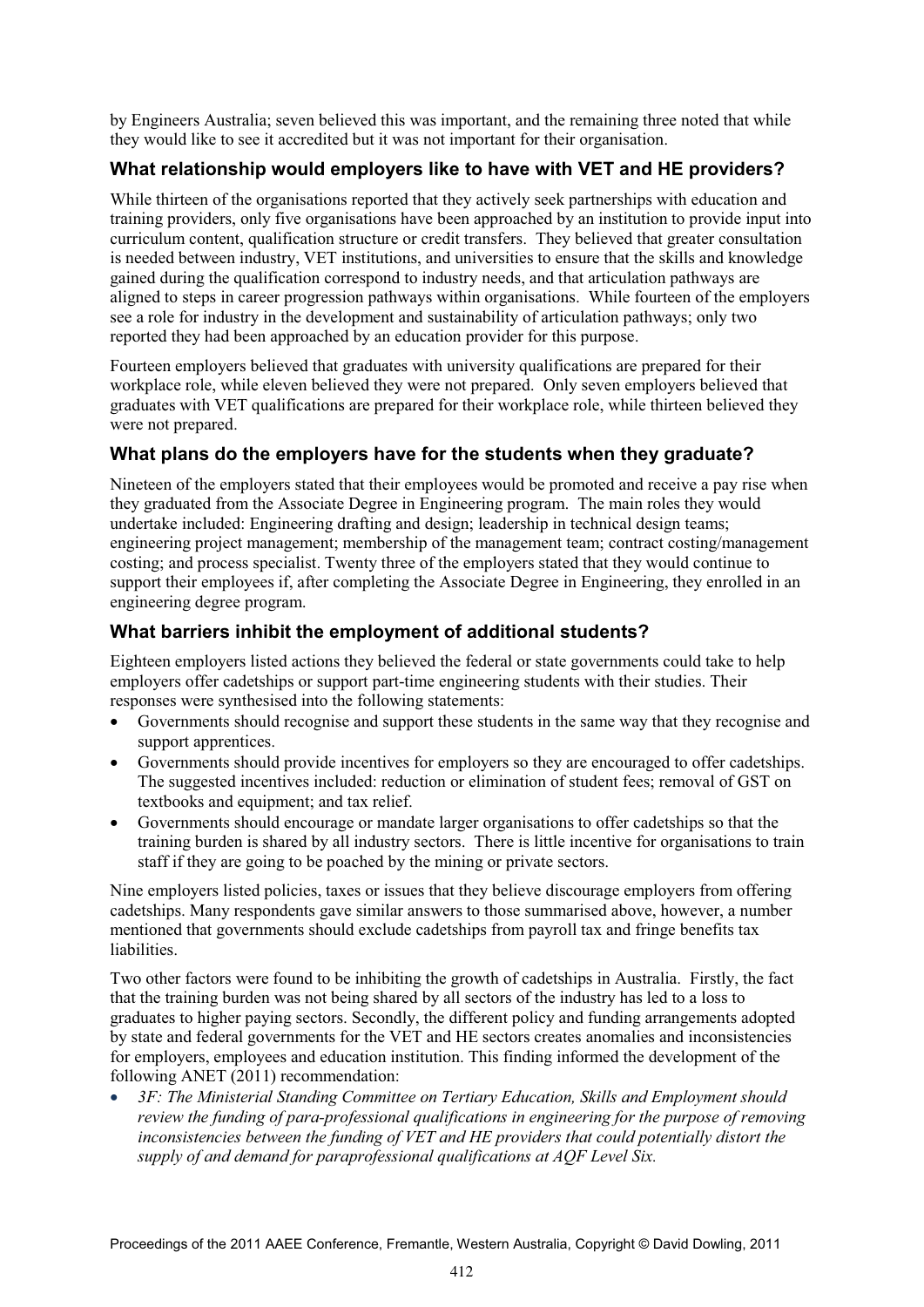by Engineers Australia; seven believed this was important, and the remaining three noted that while they would like to see it accredited but it was not important for their organisation.

### What relationship would employers like to have with VET and HE providers?

While thirteen of the organisations reported that they actively seek partnerships with education and training providers, only five organisations have been approached by an institution to provide input into curriculum content, qualification structure or credit transfers. They believed that greater consultation is needed between industry, VET institutions, and universities to ensure that the skills and knowledge gained during the qualification correspond to industry needs, and that articulation pathways are aligned to steps in career progression pathways within organisations. While fourteen of the employers see a role for industry in the development and sustainability of articulation pathways; only two reported they had been approached by an education provider for this purpose.

Fourteen employers believed that graduates with university qualifications are prepared for their workplace role, while eleven believed they were not prepared. Only seven employers believed that graduates with VET qualifications are prepared for their workplace role, while thirteen believed they were not prepared.

### What plans do the employers have for the students when they graduate?

Nineteen of the employers stated that their employees would be promoted and receive a pay rise when they graduated from the Associate Degree in Engineering program. The main roles they would undertake included: Engineering drafting and design; leadership in technical design teams; engineering project management; membership of the management team; contract costing/management costing; and process specialist. Twenty three of the employers stated that they would continue to support their employees if, after completing the Associate Degree in Engineering, they enrolled in an engineering degree program.

### What barriers inhibit the employment of additional students?

Eighteen employers listed actions they believed the federal or state governments could take to help employers offer cadetships or support part-time engineering students with their studies. Their responses were synthesised into the following statements:

- Governments should recognise and support these students in the same way that they recognise and support apprentices.
- Governments should provide incentives for employers so they are encouraged to offer cadetships. The suggested incentives included: reduction or elimination of student fees; removal of GST on textbooks and equipment; and tax relief.
- Governments should encourage or mandate larger organisations to offer cadetships so that the training burden is shared by all industry sectors. There is little incentive for organisations to train staff if they are going to be poached by the mining or private sectors.

Nine employers listed policies, taxes or issues that they believe discourage employers from offering cadetships. Many respondents gave similar answers to those summarised above, however, a number mentioned that governments should exclude cadetships from payroll tax and fringe benefits tax liabilities.

Two other factors were found to be inhibiting the growth of cadetships in Australia. Firstly, the fact that the training burden was not being shared by all sectors of the industry has led to a loss to graduates to higher paying sectors. Secondly, the different policy and funding arrangements adopted by state and federal governments for the VET and HE sectors creates anomalies and inconsistencies for employers, employees and education institution. This finding informed the development of the following ANET (2011) recommendation:

- *3F: The Ministerial Standing Committee on Tertiary Education, Skills and Employment should review the funding of para-professional qualifications in engineering for the purpose of removing inconsistencies between the funding of VET and HE providers that could potentially distort the supply of and demand for paraprofessional qualifications at AQF Level Six.*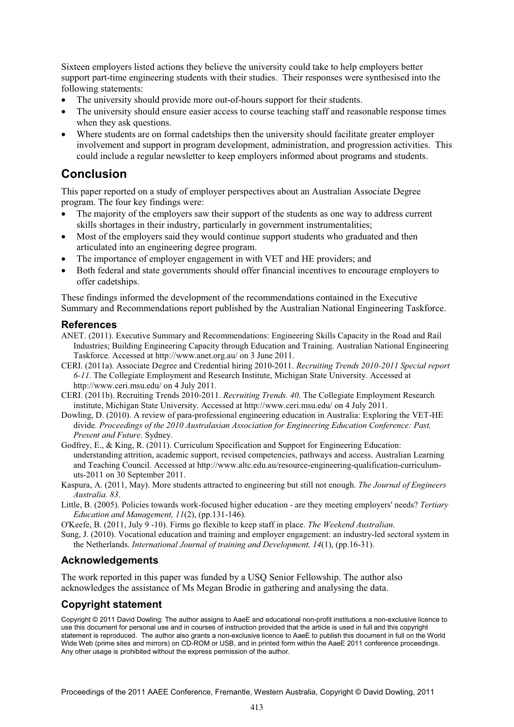Sixteen employers listed actions they believe the university could take to help employers better support part-time engineering students with their studies. Their responses were synthesised into the following statements:

- The university should provide more out-of-hours support for their students.
- The university should ensure easier access to course teaching staff and reasonable response times when they ask questions.
- Where students are on formal cadetships then the university should facilitate greater employer involvement and support in program development, administration, and progression activities. This could include a regular newsletter to keep employers informed about programs and students.

## Conclusion

This paper reported on a study of employer perspectives about an Australian Associate Degree program. The four key findings were:

- The majority of the employers saw their support of the students as one way to address current skills shortages in their industry, particularly in government instrumentalities;
- Most of the employers said they would continue support students who graduated and then articulated into an engineering degree program.
- The importance of employer engagement in with VET and HE providers; and
- Both federal and state governments should offer financial incentives to encourage employers to offer cadetships.

These findings informed the development of the recommendations contained in the Executive Summary and Recommendations report published by the Australian National Engineering Taskforce.

### References

ANET. (2011). Executive Summary and Recommendations: Engineering Skills Capacity in the Road and Rail Industries; Building Engineering Capacity through Education and Training. Australian National Engineering Taskforce. Accessed at http://www.anet.org.au/ on 3 June 2011.

CERI. (2011a). Associate Degree and Credential hiring 2010-2011. *Recruiting Trends 2010-2011 Special report 6-11.* The Collegiate Employment and Research Institute, Michigan State University. Accessed at http://www.ceri.msu.edu/ on 4 July 2011.

CERI. (2011b). Recruiting Trends 2010-2011. *Recruiting Trends. 40*. The Collegiate Employment Research institute, Michigan State University. Accessed at http://www.ceri.msu.edu/ on 4 July 2011.

Dowling, D. (2010). A review of para-professional engineering education in Australia: Exploring the VET-HE divide*. Proceedings of the 2010 Australasian Association for Engineering Education Conference: Past, Present and Future*. Sydney.

Godfrey, E., & King, R. (2011). Curriculum Specification and Support for Engineering Education: understanding attrition, academic support, revised competencies, pathways and access. Australian Learning and Teaching Council. Accessed at http://www.altc.edu.au/resource-engineering-qualification-curriculum-uts-2011 on 30 September 2011.

Kaspura, A. (2011, May). More students attracted to engineering but still not enough. *The Journal of Engineers Australia. 83*.

Little, B. (2005). Policies towards work-focused higher education - are they meeting employers' needs? *Tertiary Education and Management, 11*(2), (pp.131-146).

O'Keefe, B. (2011, July 9 -10). Firms go flexible to keep staff in place. *The Weekend Australian*.

Sung, J. (2010). Vocational education and training and employer engagement: an industry-led sectoral system in the Netherlands. *International Journal of training and Development, 14*(1), (pp.16-31).

### Acknowledgements

The work reported in this paper was funded by a USQ Senior Fellowship. The author also acknowledges the assistance of Ms Megan Brodie in gathering and analysing the data.

### Copyright statement

Copyright © 2011 David Dowling: The author assigns to AaeE and educational non-profit institutions a non-exclusive licence to use this document for personal use and in courses of instruction provided that the article is used in full and this copyright statement is reproduced. The author also grants a non-exclusive licence to AaeE to publish this document in full on the World Wide Web (prime sites and mirrors) on CD-ROM or USB, and in printed form within the AaeE 2011 conference proceedings. Any other usage is prohibited without the express permission of the author.